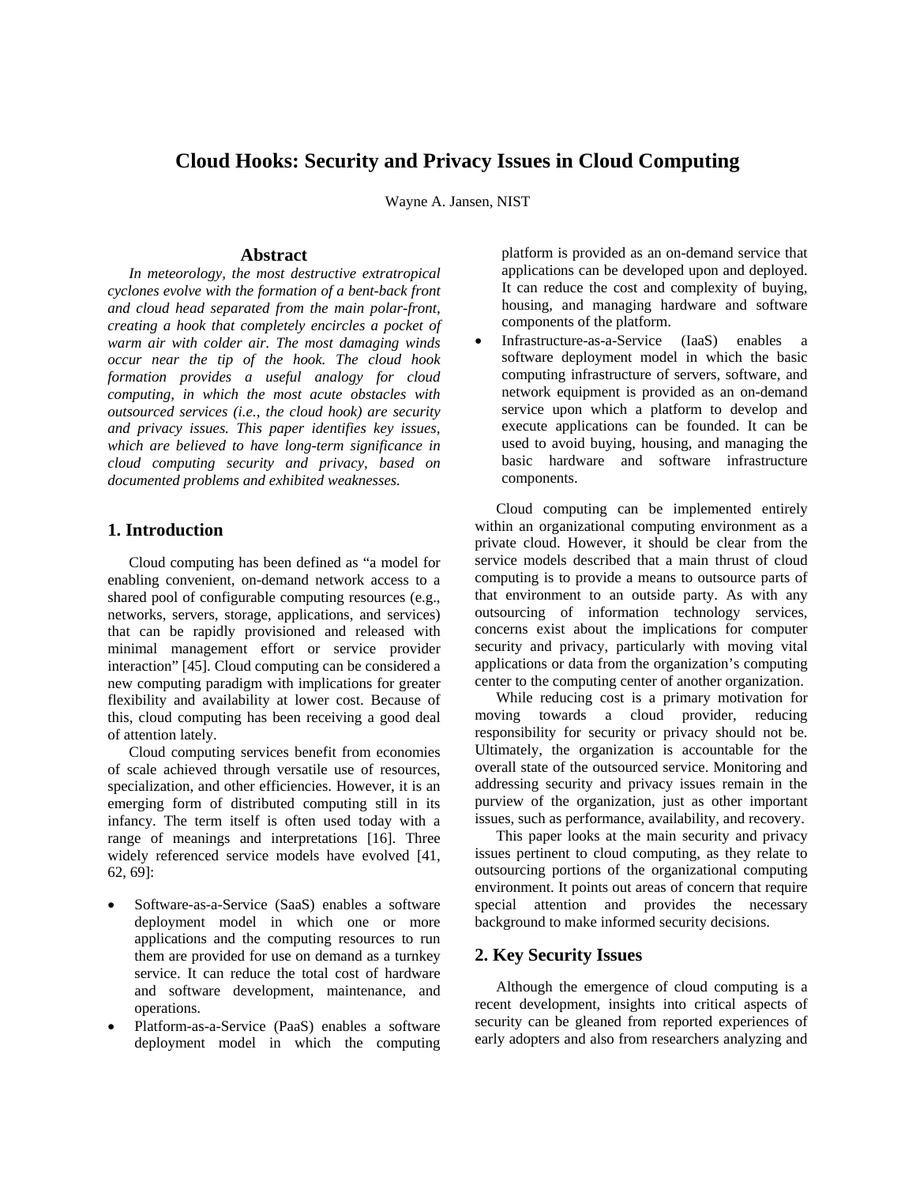# Cloud Hooks: Security and Privacy Issues in Cloud Computing

Wayne A. Jansen, NIST

## Abstract

*In meteorology, the most destructive extratropical cyclones evolve with the formation of a bent-back front and cloud head separated from the main polar-front, creating a hook that completely encircles a pocket of warm air with colder air. The most damaging winds occur near the tip of the hook. The cloud hook formation provides a useful analogy for cloud computing, in which the most acute obstacles with outsourced services (i.e., the cloud hook) are security and privacy issues. This paper identifies key issues, which are believed to have long-term significance in cloud computing security and privacy, based on documented problems and exhibited weaknesses.*

## 1. Introduction

Cloud computing has been defined as "a model for enabling convenient, on-demand network access to a shared pool of configurable computing resources (e.g., networks, servers, storage, applications, and services) that can be rapidly provisioned and released with minimal management effort or service provider interaction" [45]. Cloud computing can be considered a new computing paradigm with implications for greater flexibility and availability at lower cost. Because of this, cloud computing has been receiving a good deal of attention lately.

Cloud computing services benefit from economies of scale achieved through versatile use of resources, specialization, and other efficiencies. However, it is an emerging form of distributed computing still in its infancy. The term itself is often used today with a range of meanings and interpretations [16]. Three widely referenced service models have evolved [41, 62, 69]:

- Software-as-a-Service (SaaS) enables a software deployment model in which one or more applications and the computing resources to run them are provided for use on demand as a turnkey service. It can reduce the total cost of hardware and software development, maintenance, and operations.
- Platform-as-a-Service (PaaS) enables a software deployment model in which the computing platform is provided as an on-demand service that applications can be developed upon and deployed. It can reduce the cost and complexity of buying, housing, and managing hardware and software components of the platform.
- Infrastructure-as-a-Service (IaaS) enables a software deployment model in which the basic computing infrastructure of servers, software, and network equipment is provided as an on-demand service upon which a platform to develop and execute applications can be founded. It can be used to avoid buying, housing, and managing the basic hardware and software infrastructure components.

Cloud computing can be implemented entirely within an organizational computing environment as a private cloud. However, it should be clear from the service models described that a main thrust of cloud computing is to provide a means to outsource parts of that environment to an outside party. As with any outsourcing of information technology services, concerns exist about the implications for computer security and privacy, particularly with moving vital applications or data from the organization's computing center to the computing center of another organization.

While reducing cost is a primary motivation for moving towards a cloud provider, reducing responsibility for security or privacy should not be. Ultimately, the organization is accountable for the overall state of the outsourced service. Monitoring and addressing security and privacy issues remain in the purview of the organization, just as other important issues, such as performance, availability, and recovery.

This paper looks at the main security and privacy issues pertinent to cloud computing, as they relate to outsourcing portions of the organizational computing environment. It points out areas of concern that require special attention and provides the necessary background to make informed security decisions.

## 2. Key Security Issues

Although the emergence of cloud computing is a recent development, insights into critical aspects of security can be gleaned from reported experiences of early adopters and also from researchers analyzing and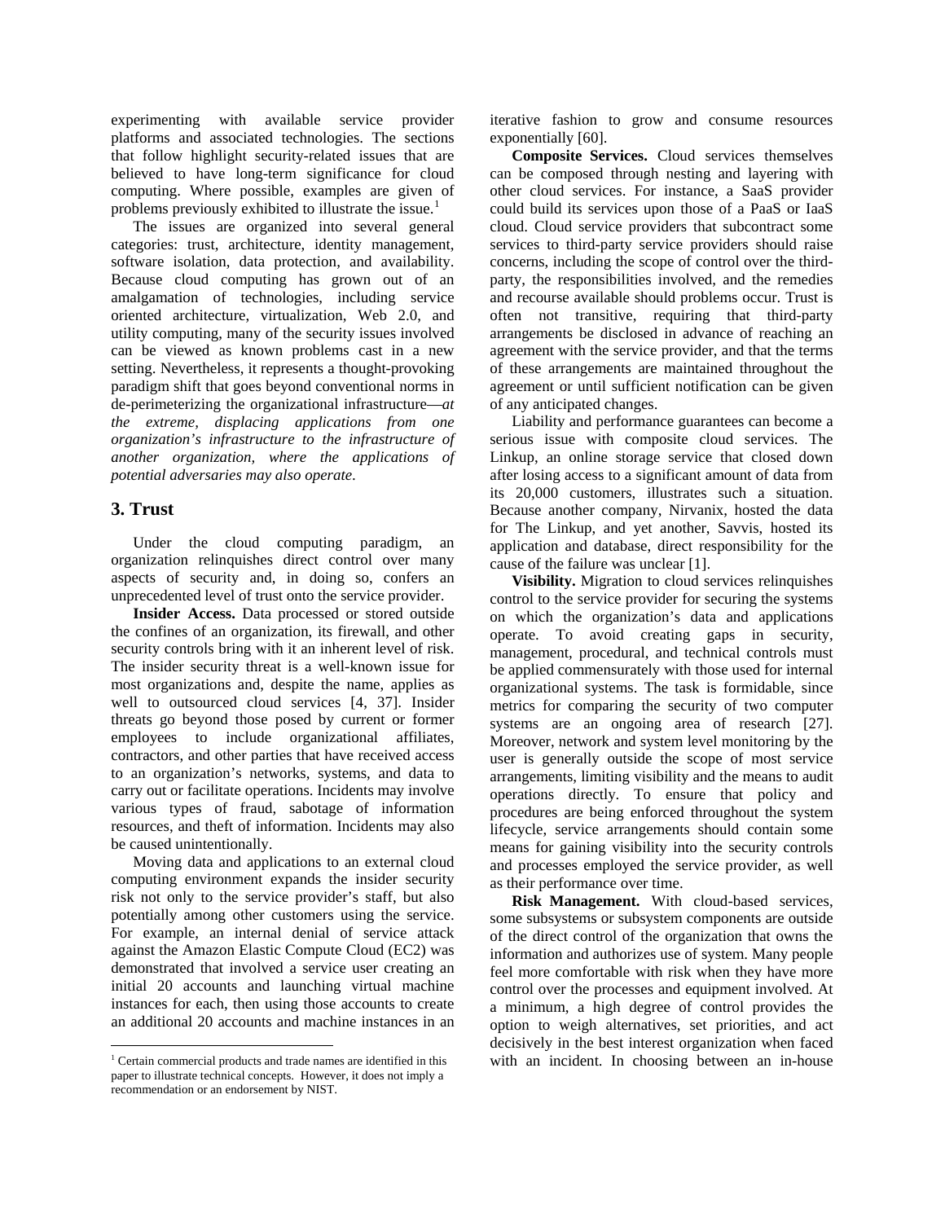experimenting with available service provider platforms and associated technologies. The sections that follow highlight security-related issues that are believed to have long-term significance for cloud computing. Where possible, examples are given of problems previously exhibited to illustrate the issue.[1]

The issues are organized into several general categories: trust, architecture, identity management, software isolation, data protection, and availability. Because cloud computing has grown out of an amalgamation of technologies, including service oriented architecture, virtualization, Web 2.0, and utility computing, many of the security issues involved can be viewed as known problems cast in a new setting. Nevertheless, it represents a thought-provoking paradigm shift that goes beyond conventional norms in de-perimeterizing the organizational infrastructure—*at the extreme, displacing applications from one organization's infrastructure to the infrastructure of another organization, where the applications of potential adversaries may also operate.*

## 3. Trust

Under the cloud computing paradigm, an organization relinquishes direct control over many aspects of security and, in doing so, confers an unprecedented level of trust onto the service provider.

**Insider Access.** Data processed or stored outside the confines of an organization, its firewall, and other security controls bring with it an inherent level of risk. The insider security threat is a well-known issue for most organizations and, despite the name, applies as well to outsourced cloud services [4, 37]. Insider threats go beyond those posed by current or former employees to include organizational affiliates, contractors, and other parties that have received access to an organization's networks, systems, and data to carry out or facilitate operations. Incidents may involve various types of fraud, sabotage of information resources, and theft of information. Incidents may also be caused unintentionally.

Moving data and applications to an external cloud computing environment expands the insider security risk not only to the service provider's staff, but also potentially among other customers using the service. For example, an internal denial of service attack against the Amazon Elastic Compute Cloud (EC2) was demonstrated that involved a service user creating an initial 20 accounts and launching virtual machine instances for each, then using those accounts to create an additional 20 accounts and machine instances in an iterative fashion to grow and consume resources exponentially [60].

**Composite Services.** Cloud services themselves can be composed through nesting and layering with other cloud services. For instance, a SaaS provider could build its services upon those of a PaaS or IaaS cloud. Cloud service providers that subcontract some services to third-party service providers should raise concerns, including the scope of control over the third-party, the responsibilities involved, and the remedies and recourse available should problems occur. Trust is often not transitive, requiring that third-party arrangements be disclosed in advance of reaching an agreement with the service provider, and that the terms of these arrangements are maintained throughout the agreement or until sufficient notification can be given of any anticipated changes.

Liability and performance guarantees can become a serious issue with composite cloud services. The Linkup, an online storage service that closed down after losing access to a significant amount of data from its 20,000 customers, illustrates such a situation. Because another company, Nirvanix, hosted the data for The Linkup, and yet another, Savvis, hosted its application and database, direct responsibility for the cause of the failure was unclear [1].

**Visibility.** Migration to cloud services relinquishes control to the service provider for securing the systems on which the organization's data and applications operate. To avoid creating gaps in security, management, procedural, and technical controls must be applied commensurately with those used for internal organizational systems. The task is formidable, since metrics for comparing the security of two computer systems are an ongoing area of research [27]. Moreover, network and system level monitoring by the user is generally outside the scope of most service arrangements, limiting visibility and the means to audit operations directly. To ensure that policy and procedures are being enforced throughout the system lifecycle, service arrangements should contain some means for gaining visibility into the security controls and processes employed the service provider, as well as their performance over time.

**Risk Management.** With cloud-based services, some subsystems or subsystem components are outside of the direct control of the organization that owns the information and authorizes use of system. Many people feel more comfortable with risk when they have more control over the processes and equipment involved. At a minimum, a high degree of control provides the option to weigh alternatives, set priorities, and act decisively in the best interest organization when faced with an incident. In choosing between an in-house

[1] Certain commercial products and trade names are identified in this paper to illustrate technical concepts. However, it does not imply a recommendation or an endorsement by NIST.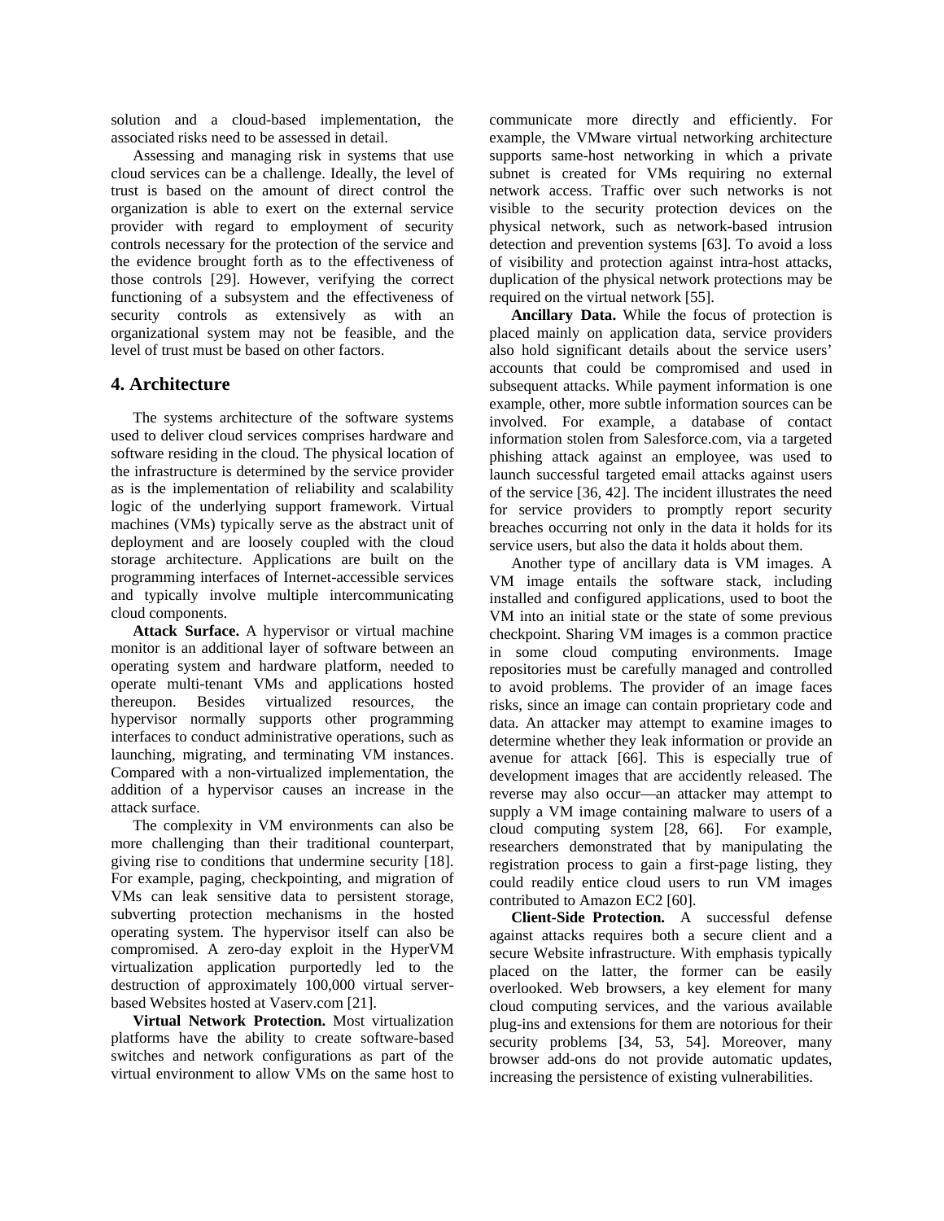solution and a cloud-based implementation, the associated risks need to be assessed in detail.

Assessing and managing risk in systems that use cloud services can be a challenge. Ideally, the level of trust is based on the amount of direct control the organization is able to exert on the external service provider with regard to employment of security controls necessary for the protection of the service and the evidence brought forth as to the effectiveness of those controls [29]. However, verifying the correct functioning of a subsystem and the effectiveness of security controls as extensively as with an organizational system may not be feasible, and the level of trust must be based on other factors.

## 4. Architecture

The systems architecture of the software systems used to deliver cloud services comprises hardware and software residing in the cloud. The physical location of the infrastructure is determined by the service provider as is the implementation of reliability and scalability logic of the underlying support framework. Virtual machines (VMs) typically serve as the abstract unit of deployment and are loosely coupled with the cloud storage architecture. Applications are built on the programming interfaces of Internet-accessible services and typically involve multiple intercommunicating cloud components.

**Attack Surface.** A hypervisor or virtual machine monitor is an additional layer of software between an operating system and hardware platform, needed to operate multi-tenant VMs and applications hosted thereupon. Besides virtualized resources, the hypervisor normally supports other programming interfaces to conduct administrative operations, such as launching, migrating, and terminating VM instances. Compared with a non-virtualized implementation, the addition of a hypervisor causes an increase in the attack surface.

The complexity in VM environments can also be more challenging than their traditional counterpart, giving rise to conditions that undermine security [18]. For example, paging, checkpointing, and migration of VMs can leak sensitive data to persistent storage, subverting protection mechanisms in the hosted operating system. The hypervisor itself can also be compromised. A zero-day exploit in the HyperVM virtualization application purportedly led to the destruction of approximately 100,000 virtual server-based Websites hosted at Vaserv.com [21].

**Virtual Network Protection.** Most virtualization platforms have the ability to create software-based switches and network configurations as part of the virtual environment to allow VMs on the same host to communicate more directly and efficiently. For example, the VMware virtual networking architecture supports same-host networking in which a private subnet is created for VMs requiring no external network access. Traffic over such networks is not visible to the security protection devices on the physical network, such as network-based intrusion detection and prevention systems [63]. To avoid a loss of visibility and protection against intra-host attacks, duplication of the physical network protections may be required on the virtual network [55].

**Ancillary Data.** While the focus of protection is placed mainly on application data, service providers also hold significant details about the service users' accounts that could be compromised and used in subsequent attacks. While payment information is one example, other, more subtle information sources can be involved. For example, a database of contact information stolen from Salesforce.com, via a targeted phishing attack against an employee, was used to launch successful targeted email attacks against users of the service [36, 42]. The incident illustrates the need for service providers to promptly report security breaches occurring not only in the data it holds for its service users, but also the data it holds about them.

Another type of ancillary data is VM images. A VM image entails the software stack, including installed and configured applications, used to boot the VM into an initial state or the state of some previous checkpoint. Sharing VM images is a common practice in some cloud computing environments. Image repositories must be carefully managed and controlled to avoid problems. The provider of an image faces risks, since an image can contain proprietary code and data. An attacker may attempt to examine images to determine whether they leak information or provide an avenue for attack [66]. This is especially true of development images that are accidently released. The reverse may also occur—an attacker may attempt to supply a VM image containing malware to users of a cloud computing system [28, 66]. For example, researchers demonstrated that by manipulating the registration process to gain a first-page listing, they could readily entice cloud users to run VM images contributed to Amazon EC2 [60].

**Client-Side Protection.** A successful defense against attacks requires both a secure client and a secure Website infrastructure. With emphasis typically placed on the latter, the former can be easily overlooked. Web browsers, a key element for many cloud computing services, and the various available plug-ins and extensions for them are notorious for their security problems [34, 53, 54]. Moreover, many browser add-ons do not provide automatic updates, increasing the persistence of existing vulnerabilities.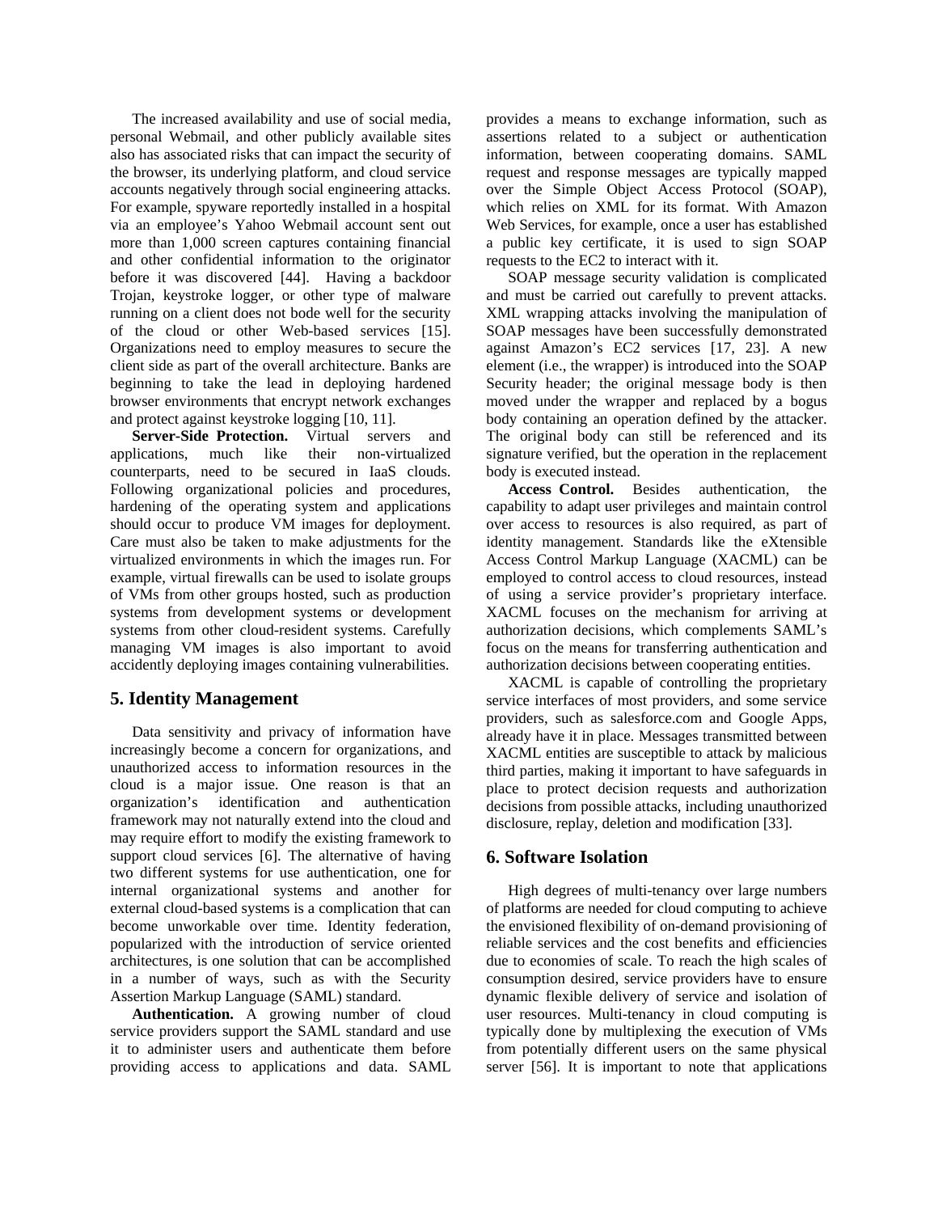The increased availability and use of social media, personal Webmail, and other publicly available sites also has associated risks that can impact the security of the browser, its underlying platform, and cloud service accounts negatively through social engineering attacks. For example, spyware reportedly installed in a hospital via an employee's Yahoo Webmail account sent out more than 1,000 screen captures containing financial and other confidential information to the originator before it was discovered [44]. Having a backdoor Trojan, keystroke logger, or other type of malware running on a client does not bode well for the security of the cloud or other Web-based services [15]. Organizations need to employ measures to secure the client side as part of the overall architecture. Banks are beginning to take the lead in deploying hardened browser environments that encrypt network exchanges and protect against keystroke logging [10, 11].

**Server-Side Protection.** Virtual servers and applications, much like their non-virtualized counterparts, need to be secured in IaaS clouds. Following organizational policies and procedures, hardening of the operating system and applications should occur to produce VM images for deployment. Care must also be taken to make adjustments for the virtualized environments in which the images run. For example, virtual firewalls can be used to isolate groups of VMs from other groups hosted, such as production systems from development systems or development systems from other cloud-resident systems. Carefully managing VM images is also important to avoid accidently deploying images containing vulnerabilities.

## 5. Identity Management

Data sensitivity and privacy of information have increasingly become a concern for organizations, and unauthorized access to information resources in the cloud is a major issue. One reason is that an organization's identification and authentication framework may not naturally extend into the cloud and may require effort to modify the existing framework to support cloud services [6]. The alternative of having two different systems for use authentication, one for internal organizational systems and another for external cloud-based systems is a complication that can become unworkable over time. Identity federation, popularized with the introduction of service oriented architectures, is one solution that can be accomplished in a number of ways, such as with the Security Assertion Markup Language (SAML) standard.

**Authentication.** A growing number of cloud service providers support the SAML standard and use it to administer users and authenticate them before providing access to applications and data. SAML provides a means to exchange information, such as assertions related to a subject or authentication information, between cooperating domains. SAML request and response messages are typically mapped over the Simple Object Access Protocol (SOAP), which relies on XML for its format. With Amazon Web Services, for example, once a user has established a public key certificate, it is used to sign SOAP requests to the EC2 to interact with it.

SOAP message security validation is complicated and must be carried out carefully to prevent attacks. XML wrapping attacks involving the manipulation of SOAP messages have been successfully demonstrated against Amazon's EC2 services [17, 23]. A new element (i.e., the wrapper) is introduced into the SOAP Security header; the original message body is then moved under the wrapper and replaced by a bogus body containing an operation defined by the attacker. The original body can still be referenced and its signature verified, but the operation in the replacement body is executed instead.

**Access Control.** Besides authentication, the capability to adapt user privileges and maintain control over access to resources is also required, as part of identity management. Standards like the eXtensible Access Control Markup Language (XACML) can be employed to control access to cloud resources, instead of using a service provider's proprietary interface. XACML focuses on the mechanism for arriving at authorization decisions, which complements SAML's focus on the means for transferring authentication and authorization decisions between cooperating entities.

XACML is capable of controlling the proprietary service interfaces of most providers, and some service providers, such as salesforce.com and Google Apps, already have it in place. Messages transmitted between XACML entities are susceptible to attack by malicious third parties, making it important to have safeguards in place to protect decision requests and authorization decisions from possible attacks, including unauthorized disclosure, replay, deletion and modification [33].

## 6. Software Isolation

High degrees of multi-tenancy over large numbers of platforms are needed for cloud computing to achieve the envisioned flexibility of on-demand provisioning of reliable services and the cost benefits and efficiencies due to economies of scale. To reach the high scales of consumption desired, service providers have to ensure dynamic flexible delivery of service and isolation of user resources. Multi-tenancy in cloud computing is typically done by multiplexing the execution of VMs from potentially different users on the same physical server [56]. It is important to note that applications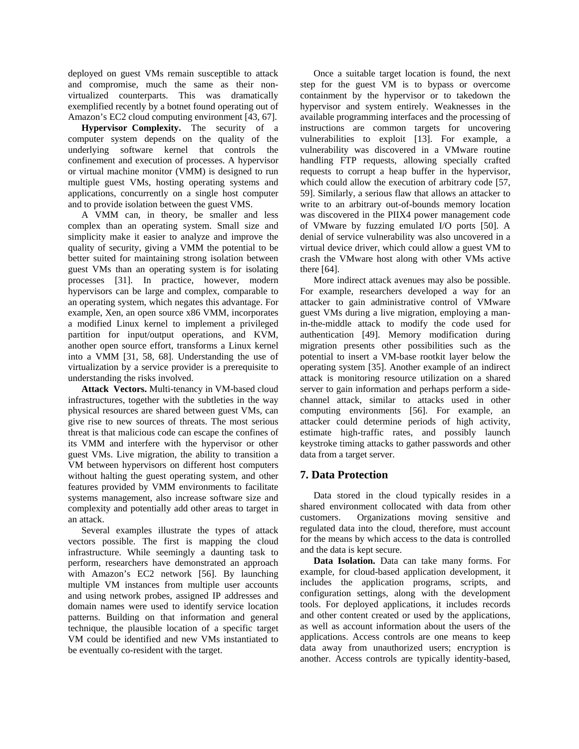deployed on guest VMs remain susceptible to attack and compromise, much the same as their non-virtualized counterparts. This was dramatically exemplified recently by a botnet found operating out of Amazon's EC2 cloud computing environment [43, 67].

**Hypervisor Complexity.** The security of a computer system depends on the quality of the underlying software kernel that controls the confinement and execution of processes. A hypervisor or virtual machine monitor (VMM) is designed to run multiple guest VMs, hosting operating systems and applications, concurrently on a single host computer and to provide isolation between the guest VMS.

A VMM can, in theory, be smaller and less complex than an operating system. Small size and simplicity make it easier to analyze and improve the quality of security, giving a VMM the potential to be better suited for maintaining strong isolation between guest VMs than an operating system is for isolating processes [31]. In practice, however, modern hypervisors can be large and complex, comparable to an operating system, which negates this advantage. For example, Xen, an open source x86 VMM, incorporates a modified Linux kernel to implement a privileged partition for input/output operations, and KVM, another open source effort, transforms a Linux kernel into a VMM [31, 58, 68]. Understanding the use of virtualization by a service provider is a prerequisite to understanding the risks involved.

**Attack Vectors.** Multi-tenancy in VM-based cloud infrastructures, together with the subtleties in the way physical resources are shared between guest VMs, can give rise to new sources of threats. The most serious threat is that malicious code can escape the confines of its VMM and interfere with the hypervisor or other guest VMs. Live migration, the ability to transition a VM between hypervisors on different host computers without halting the guest operating system, and other features provided by VMM environments to facilitate systems management, also increase software size and complexity and potentially add other areas to target in an attack.

Several examples illustrate the types of attack vectors possible. The first is mapping the cloud infrastructure. While seemingly a daunting task to perform, researchers have demonstrated an approach with Amazon's EC2 network [56]. By launching multiple VM instances from multiple user accounts and using network probes, assigned IP addresses and domain names were used to identify service location patterns. Building on that information and general technique, the plausible location of a specific target VM could be identified and new VMs instantiated to be eventually co-resident with the target.

Once a suitable target location is found, the next step for the guest VM is to bypass or overcome containment by the hypervisor or to takedown the hypervisor and system entirely. Weaknesses in the available programming interfaces and the processing of instructions are common targets for uncovering vulnerabilities to exploit [13]. For example, a vulnerability was discovered in a VMware routine handling FTP requests, allowing specially crafted requests to corrupt a heap buffer in the hypervisor, which could allow the execution of arbitrary code [57, 59]. Similarly, a serious flaw that allows an attacker to write to an arbitrary out-of-bounds memory location was discovered in the PIIX4 power management code of VMware by fuzzing emulated I/O ports [50]. A denial of service vulnerability was also uncovered in a virtual device driver, which could allow a guest VM to crash the VMware host along with other VMs active there [64].

More indirect attack avenues may also be possible. For example, researchers developed a way for an attacker to gain administrative control of VMware guest VMs during a live migration, employing a man-in-the-middle attack to modify the code used for authentication [49]. Memory modification during migration presents other possibilities such as the potential to insert a VM-base rootkit layer below the operating system [35]. Another example of an indirect attack is monitoring resource utilization on a shared server to gain information and perhaps perform a side-channel attack, similar to attacks used in other computing environments [56]. For example, an attacker could determine periods of high activity, estimate high-traffic rates, and possibly launch keystroke timing attacks to gather passwords and other data from a target server.

## 7. Data Protection

Data stored in the cloud typically resides in a shared environment collocated with data from other customers. Organizations moving sensitive and regulated data into the cloud, therefore, must account for the means by which access to the data is controlled and the data is kept secure.

**Data Isolation.** Data can take many forms. For example, for cloud-based application development, it includes the application programs, scripts, and configuration settings, along with the development tools. For deployed applications, it includes records and other content created or used by the applications, as well as account information about the users of the applications. Access controls are one means to keep data away from unauthorized users; encryption is another. Access controls are typically identity-based,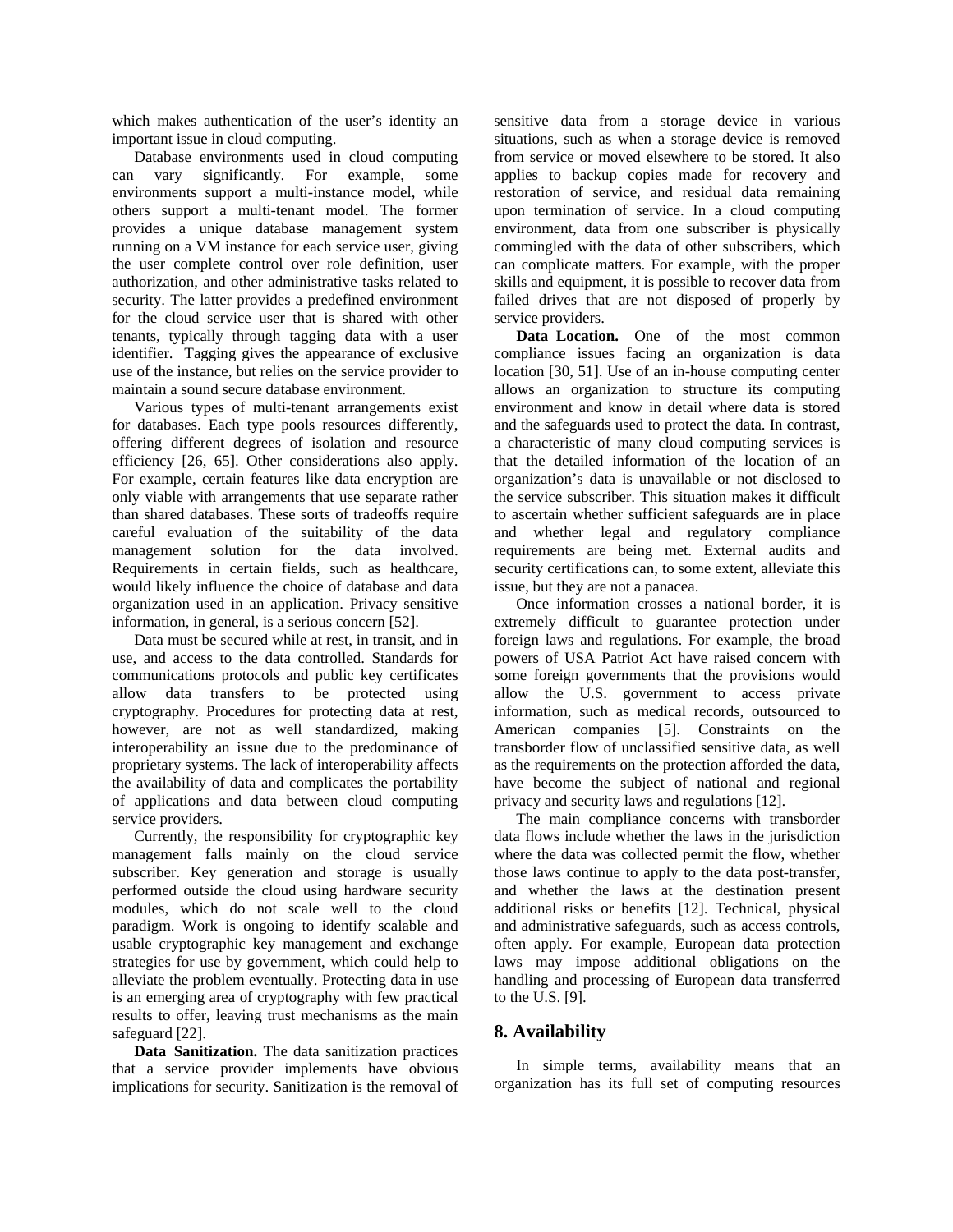which makes authentication of the user's identity an important issue in cloud computing.

Database environments used in cloud computing can vary significantly. For example, some environments support a multi-instance model, while others support a multi-tenant model. The former provides a unique database management system running on a VM instance for each service user, giving the user complete control over role definition, user authorization, and other administrative tasks related to security. The latter provides a predefined environment for the cloud service user that is shared with other tenants, typically through tagging data with a user identifier. Tagging gives the appearance of exclusive use of the instance, but relies on the service provider to maintain a sound secure database environment.

Various types of multi-tenant arrangements exist for databases. Each type pools resources differently, offering different degrees of isolation and resource efficiency [26, 65]. Other considerations also apply. For example, certain features like data encryption are only viable with arrangements that use separate rather than shared databases. These sorts of tradeoffs require careful evaluation of the suitability of the data management solution for the data involved. Requirements in certain fields, such as healthcare, would likely influence the choice of database and data organization used in an application. Privacy sensitive information, in general, is a serious concern [52].

Data must be secured while at rest, in transit, and in use, and access to the data controlled. Standards for communications protocols and public key certificates allow data transfers to be protected using cryptography. Procedures for protecting data at rest, however, are not as well standardized, making interoperability an issue due to the predominance of proprietary systems. The lack of interoperability affects the availability of data and complicates the portability of applications and data between cloud computing service providers.

Currently, the responsibility for cryptographic key management falls mainly on the cloud service subscriber. Key generation and storage is usually performed outside the cloud using hardware security modules, which do not scale well to the cloud paradigm. Work is ongoing to identify scalable and usable cryptographic key management and exchange strategies for use by government, which could help to alleviate the problem eventually. Protecting data in use is an emerging area of cryptography with few practical results to offer, leaving trust mechanisms as the main safeguard [22].

**Data Sanitization.** The data sanitization practices that a service provider implements have obvious implications for security. Sanitization is the removal of sensitive data from a storage device in various situations, such as when a storage device is removed from service or moved elsewhere to be stored. It also applies to backup copies made for recovery and restoration of service, and residual data remaining upon termination of service. In a cloud computing environment, data from one subscriber is physically commingled with the data of other subscribers, which can complicate matters. For example, with the proper skills and equipment, it is possible to recover data from failed drives that are not disposed of properly by service providers.

**Data Location.** One of the most common compliance issues facing an organization is data location [30, 51]. Use of an in-house computing center allows an organization to structure its computing environment and know in detail where data is stored and the safeguards used to protect the data. In contrast, a characteristic of many cloud computing services is that the detailed information of the location of an organization's data is unavailable or not disclosed to the service subscriber. This situation makes it difficult to ascertain whether sufficient safeguards are in place and whether legal and regulatory compliance requirements are being met. External audits and security certifications can, to some extent, alleviate this issue, but they are not a panacea.

Once information crosses a national border, it is extremely difficult to guarantee protection under foreign laws and regulations. For example, the broad powers of USA Patriot Act have raised concern with some foreign governments that the provisions would allow the U.S. government to access private information, such as medical records, outsourced to American companies [5]. Constraints on the transborder flow of unclassified sensitive data, as well as the requirements on the protection afforded the data, have become the subject of national and regional privacy and security laws and regulations [12].

The main compliance concerns with transborder data flows include whether the laws in the jurisdiction where the data was collected permit the flow, whether those laws continue to apply to the data post-transfer, and whether the laws at the destination present additional risks or benefits [12]. Technical, physical and administrative safeguards, such as access controls, often apply. For example, European data protection laws may impose additional obligations on the handling and processing of European data transferred to the U.S. [9].

## 8. Availability

In simple terms, availability means that an organization has its full set of computing resources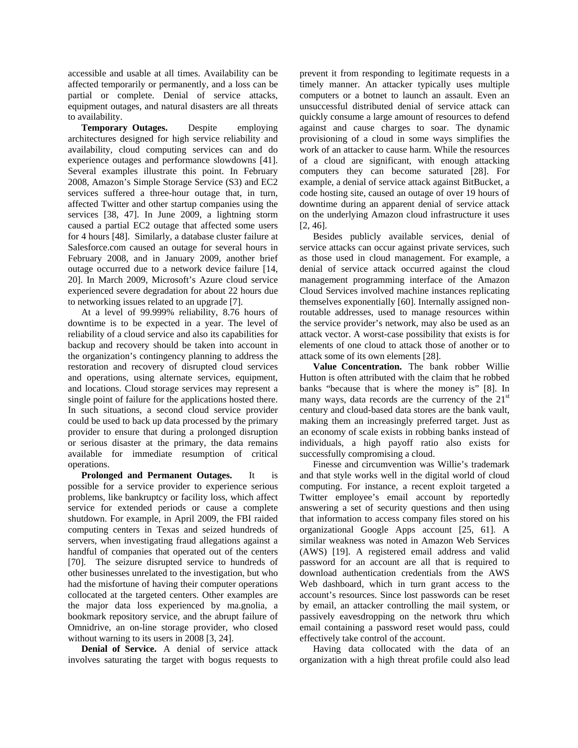accessible and usable at all times. Availability can be affected temporarily or permanently, and a loss can be partial or complete. Denial of service attacks, equipment outages, and natural disasters are all threats to availability.

**Temporary Outages.** Despite employing architectures designed for high service reliability and availability, cloud computing services can and do experience outages and performance slowdowns [41]. Several examples illustrate this point. In February 2008, Amazon's Simple Storage Service (S3) and EC2 services suffered a three-hour outage that, in turn, affected Twitter and other startup companies using the services [38, 47]. In June 2009, a lightning storm caused a partial EC2 outage that affected some users for 4 hours [48]. Similarly, a database cluster failure at Salesforce.com caused an outage for several hours in February 2008, and in January 2009, another brief outage occurred due to a network device failure [14, 20]. In March 2009, Microsoft's Azure cloud service experienced severe degradation for about 22 hours due to networking issues related to an upgrade [7].

At a level of 99.999% reliability, 8.76 hours of downtime is to be expected in a year. The level of reliability of a cloud service and also its capabilities for backup and recovery should be taken into account in the organization's contingency planning to address the restoration and recovery of disrupted cloud services and operations, using alternate services, equipment, and locations. Cloud storage services may represent a single point of failure for the applications hosted there. In such situations, a second cloud service provider could be used to back up data processed by the primary provider to ensure that during a prolonged disruption or serious disaster at the primary, the data remains available for immediate resumption of critical operations.

**Prolonged and Permanent Outages.** It is possible for a service provider to experience serious problems, like bankruptcy or facility loss, which affect service for extended periods or cause a complete shutdown. For example, in April 2009, the FBI raided computing centers in Texas and seized hundreds of servers, when investigating fraud allegations against a handful of companies that operated out of the centers [70]. The seizure disrupted service to hundreds of other businesses unrelated to the investigation, but who had the misfortune of having their computer operations collocated at the targeted centers. Other examples are the major data loss experienced by ma.gnolia, a bookmark repository service, and the abrupt failure of Omnidrive, an on-line storage provider, who closed without warning to its users in 2008 [3, 24].

**Denial of Service.** A denial of service attack involves saturating the target with bogus requests to prevent it from responding to legitimate requests in a timely manner. An attacker typically uses multiple computers or a botnet to launch an assault. Even an unsuccessful distributed denial of service attack can quickly consume a large amount of resources to defend against and cause charges to soar. The dynamic provisioning of a cloud in some ways simplifies the work of an attacker to cause harm. While the resources of a cloud are significant, with enough attacking computers they can become saturated [28]. For example, a denial of service attack against BitBucket, a code hosting site, caused an outage of over 19 hours of downtime during an apparent denial of service attack on the underlying Amazon cloud infrastructure it uses [2, 46].

Besides publicly available services, denial of service attacks can occur against private services, such as those used in cloud management. For example, a denial of service attack occurred against the cloud management programming interface of the Amazon Cloud Services involved machine instances replicating themselves exponentially [60]. Internally assigned non-routable addresses, used to manage resources within the service provider's network, may also be used as an attack vector. A worst-case possibility that exists is for elements of one cloud to attack those of another or to attack some of its own elements [28].

**Value Concentration.** The bank robber Willie Hutton is often attributed with the claim that he robbed banks "because that is where the money is" [8]. In many ways, data records are the currency of the 21st century and cloud-based data stores are the bank vault, making them an increasingly preferred target. Just as an economy of scale exists in robbing banks instead of individuals, a high payoff ratio also exists for successfully compromising a cloud.

Finesse and circumvention was Willie's trademark and that style works well in the digital world of cloud computing. For instance, a recent exploit targeted a Twitter employee's email account by reportedly answering a set of security questions and then using that information to access company files stored on his organizational Google Apps account [25, 61]. A similar weakness was noted in Amazon Web Services (AWS) [19]. A registered email address and valid password for an account are all that is required to download authentication credentials from the AWS Web dashboard, which in turn grant access to the account's resources. Since lost passwords can be reset by email, an attacker controlling the mail system, or passively eavesdropping on the network thru which email containing a password reset would pass, could effectively take control of the account.

Having data collocated with the data of an organization with a high threat profile could also lead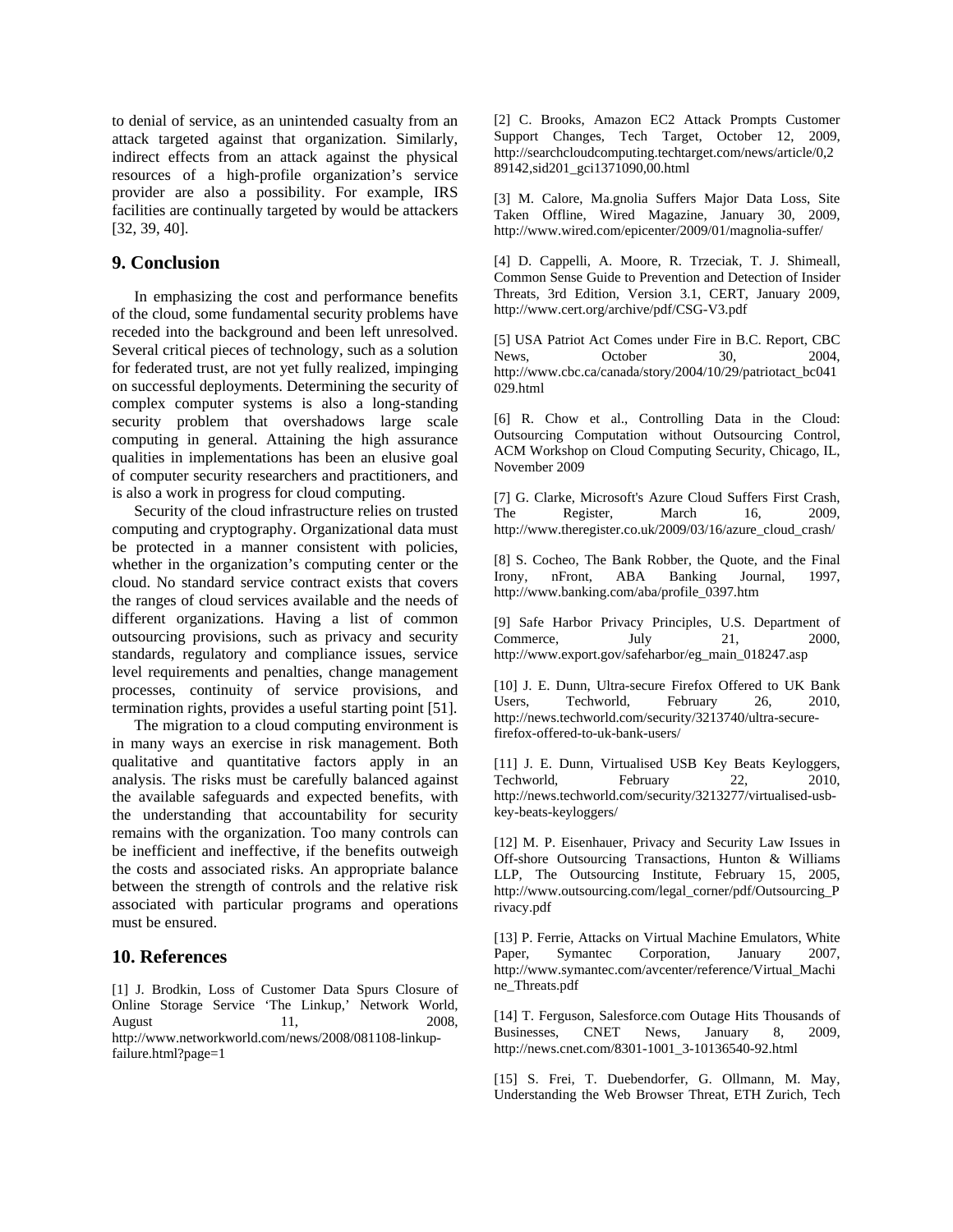to denial of service, as an unintended casualty from an attack targeted against that organization. Similarly, indirect effects from an attack against the physical resources of a high-profile organization's service provider are also a possibility. For example, IRS facilities are continually targeted by would be attackers [32, 39, 40].

## 9. Conclusion

In emphasizing the cost and performance benefits of the cloud, some fundamental security problems have receded into the background and been left unresolved. Several critical pieces of technology, such as a solution for federated trust, are not yet fully realized, impinging on successful deployments. Determining the security of complex computer systems is also a long-standing security problem that overshadows large scale computing in general. Attaining the high assurance qualities in implementations has been an elusive goal of computer security researchers and practitioners, and is also a work in progress for cloud computing.

Security of the cloud infrastructure relies on trusted computing and cryptography. Organizational data must be protected in a manner consistent with policies, whether in the organization's computing center or the cloud. No standard service contract exists that covers the ranges of cloud services available and the needs of different organizations. Having a list of common outsourcing provisions, such as privacy and security standards, regulatory and compliance issues, service level requirements and penalties, change management processes, continuity of service provisions, and termination rights, provides a useful starting point [51].

The migration to a cloud computing environment is in many ways an exercise in risk management. Both qualitative and quantitative factors apply in an analysis. The risks must be carefully balanced against the available safeguards and expected benefits, with the understanding that accountability for security remains with the organization. Too many controls can be inefficient and ineffective, if the benefits outweigh the costs and associated risks. An appropriate balance between the strength of controls and the relative risk associated with particular programs and operations must be ensured.

## 10. References

[1] J. Brodkin, Loss of Customer Data Spurs Closure of Online Storage Service 'The Linkup,' Network World, August 11, 2008, http://www.networkworld.com/news/2008/081108-linkup-failure.html?page=1

[2] C. Brooks, Amazon EC2 Attack Prompts Customer Support Changes, Tech Target, October 12, 2009, http://searchcloudcomputing.techtarget.com/news/article/0,289142,sid201_gci1371090,00.html

[3] M. Calore, Ma.gnolia Suffers Major Data Loss, Site Taken Offline, Wired Magazine, January 30, 2009, http://www.wired.com/epicenter/2009/01/magnolia-suffer/

[4] D. Cappelli, A. Moore, R. Trzeciak, T. J. Shimeall, Common Sense Guide to Prevention and Detection of Insider Threats, 3rd Edition, Version 3.1, CERT, January 2009, http://www.cert.org/archive/pdf/CSG-V3.pdf

[5] USA Patriot Act Comes under Fire in B.C. Report, CBC News, October 30, 2004, http://www.cbc.ca/canada/story/2004/10/29/patriotact_bc041029.html

[6] R. Chow et al., Controlling Data in the Cloud: Outsourcing Computation without Outsourcing Control, ACM Workshop on Cloud Computing Security, Chicago, IL, November 2009

[7] G. Clarke, Microsoft's Azure Cloud Suffers First Crash, The Register, March 16, 2009, http://www.theregister.co.uk/2009/03/16/azure_cloud_crash/

[8] S. Cocheo, The Bank Robber, the Quote, and the Final Irony, nFront, ABA Banking Journal, 1997, http://www.banking.com/aba/profile_0397.htm

[9] Safe Harbor Privacy Principles, U.S. Department of Commerce, July 21, 2000, http://www.export.gov/safeharbor/eg_main_018247.asp

[10] J. E. Dunn, Ultra-secure Firefox Offered to UK Bank Users, Techworld, February 26, 2010, http://news.techworld.com/security/3213740/ultra-secure-firefox-offered-to-uk-bank-users/

[11] J. E. Dunn, Virtualised USB Key Beats Keyloggers, Techworld, February 22, 2010, http://news.techworld.com/security/3213277/virtualised-usb-key-beats-keyloggers/

[12] M. P. Eisenhauer, Privacy and Security Law Issues in Off-shore Outsourcing Transactions, Hunton & Williams LLP, The Outsourcing Institute, February 15, 2005, http://www.outsourcing.com/legal_corner/pdf/Outsourcing_Privacy.pdf

[13] P. Ferrie, Attacks on Virtual Machine Emulators, White Paper, Symantec Corporation, January 2007, http://www.symantec.com/avcenter/reference/Virtual_Machine_Threats.pdf

[14] T. Ferguson, Salesforce.com Outage Hits Thousands of Businesses, CNET News, January 8, 2009, http://news.cnet.com/8301-1001_3-10136540-92.html

[15] S. Frei, T. Duebendorfer, G. Ollmann, M. May, Understanding the Web Browser Threat, ETH Zurich, Tech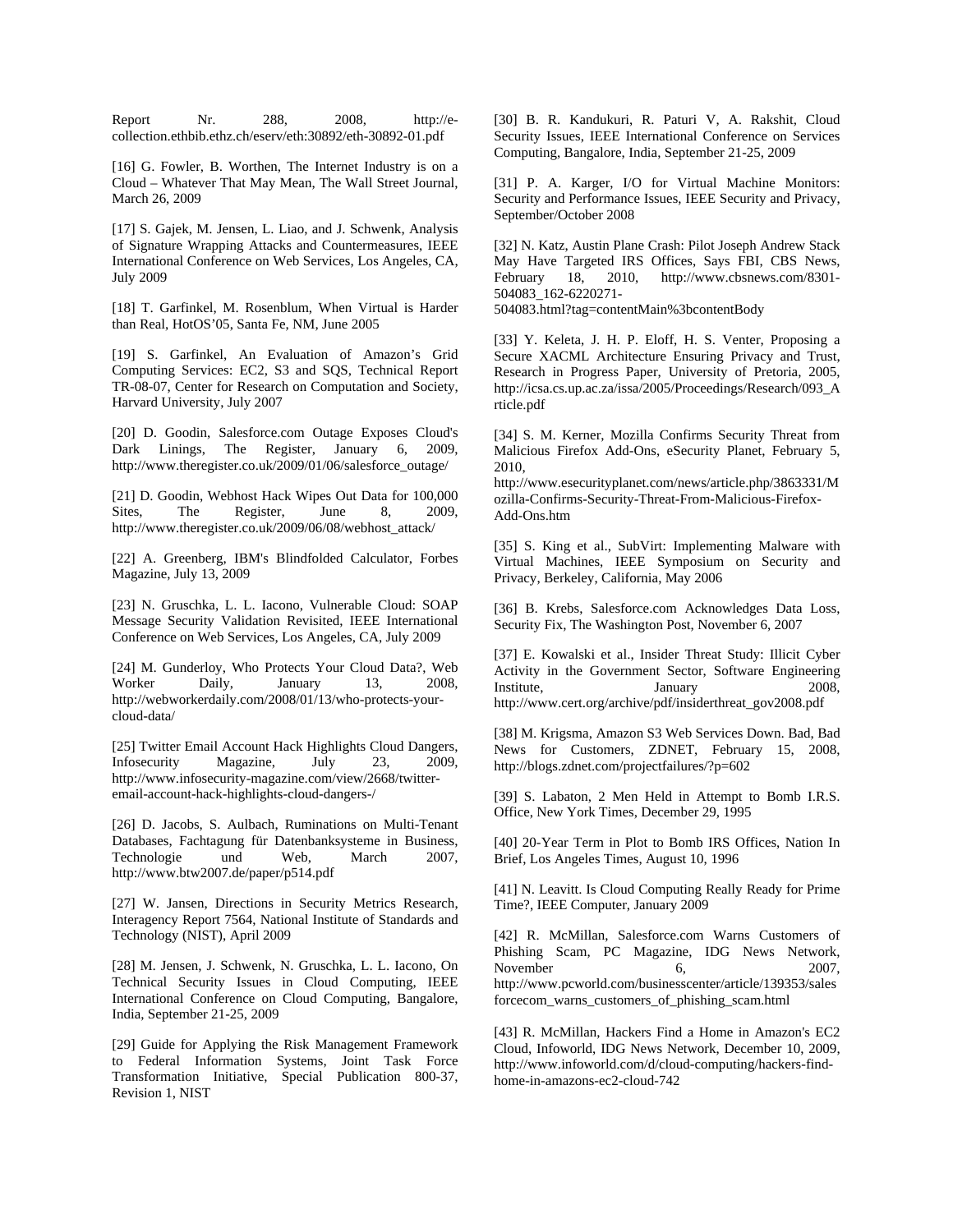Report Nr. 288, 2008, http://e-collection.ethbib.ethz.ch/eserv/eth:30892/eth-30892-01.pdf

[16] G. Fowler, B. Worthen, The Internet Industry is on a Cloud – Whatever That May Mean, The Wall Street Journal, March 26, 2009

[17] S. Gajek, M. Jensen, L. Liao, and J. Schwenk, Analysis of Signature Wrapping Attacks and Countermeasures, IEEE International Conference on Web Services, Los Angeles, CA, July 2009

[18] T. Garfinkel, M. Rosenblum, When Virtual is Harder than Real, HotOS'05, Santa Fe, NM, June 2005

[19] S. Garfinkel, An Evaluation of Amazon's Grid Computing Services: EC2, S3 and SQS, Technical Report TR-08-07, Center for Research on Computation and Society, Harvard University, July 2007

[20] D. Goodin, Salesforce.com Outage Exposes Cloud's Dark Linings, The Register, January 6, 2009, http://www.theregister.co.uk/2009/01/06/salesforce_outage/

[21] D. Goodin, Webhost Hack Wipes Out Data for 100,000 Sites, The Register, June 8, 2009, http://www.theregister.co.uk/2009/06/08/webhost_attack/

[22] A. Greenberg, IBM's Blindfolded Calculator, Forbes Magazine, July 13, 2009

[23] N. Gruschka, L. L. Iacono, Vulnerable Cloud: SOAP Message Security Validation Revisited, IEEE International Conference on Web Services, Los Angeles, CA, July 2009

[24] M. Gunderloy, Who Protects Your Cloud Data?, Web Worker Daily, January 13, 2008, http://webworkerdaily.com/2008/01/13/who-protects-your-cloud-data/

[25] Twitter Email Account Hack Highlights Cloud Dangers, Infosecurity Magazine, July 23, 2009, http://www.infosecurity-magazine.com/view/2668/twitter-email-account-hack-highlights-cloud-dangers-/

[26] D. Jacobs, S. Aulbach, Ruminations on Multi-Tenant Databases, Fachtagung für Datenbanksysteme in Business, Technologie und Web, March 2007, http://www.btw2007.de/paper/p514.pdf

[27] W. Jansen, Directions in Security Metrics Research, Interagency Report 7564, National Institute of Standards and Technology (NIST), April 2009

[28] M. Jensen, J. Schwenk, N. Gruschka, L. L. Iacono, On Technical Security Issues in Cloud Computing, IEEE International Conference on Cloud Computing, Bangalore, India, September 21-25, 2009

[29] Guide for Applying the Risk Management Framework to Federal Information Systems, Joint Task Force Transformation Initiative, Special Publication 800-37, Revision 1, NIST

[30] B. R. Kandukuri, R. Paturi V, A. Rakshit, Cloud Security Issues, IEEE International Conference on Services Computing, Bangalore, India, September 21-25, 2009

[31] P. A. Karger, I/O for Virtual Machine Monitors: Security and Performance Issues, IEEE Security and Privacy, September/October 2008

[32] N. Katz, Austin Plane Crash: Pilot Joseph Andrew Stack May Have Targeted IRS Offices, Says FBI, CBS News, February 18, 2010, http://www.cbsnews.com/8301-504083_162-6220271-504083.html?tag=contentMain%3bcontentBody

[33] Y. Keleta, J. H. P. Eloff, H. S. Venter, Proposing a Secure XACML Architecture Ensuring Privacy and Trust, Research in Progress Paper, University of Pretoria, 2005, http://icsa.cs.up.ac.za/issa/2005/Proceedings/Research/093_Article.pdf

[34] S. M. Kerner, Mozilla Confirms Security Threat from Malicious Firefox Add-Ons, eSecurity Planet, February 5, 2010, http://www.esecurityplanet.com/news/article.php/3863331/Mozilla-Confirms-Security-Threat-From-Malicious-Firefox-Add-Ons.htm

[35] S. King et al., SubVirt: Implementing Malware with Virtual Machines, IEEE Symposium on Security and Privacy, Berkeley, California, May 2006

[36] B. Krebs, Salesforce.com Acknowledges Data Loss, Security Fix, The Washington Post, November 6, 2007

[37] E. Kowalski et al., Insider Threat Study: Illicit Cyber Activity in the Government Sector, Software Engineering Institute, January 2008, http://www.cert.org/archive/pdf/insiderthreat_gov2008.pdf

[38] M. Krigsma, Amazon S3 Web Services Down. Bad, Bad News for Customers, ZDNET, February 15, 2008, http://blogs.zdnet.com/projectfailures/?p=602

[39] S. Labaton, 2 Men Held in Attempt to Bomb I.R.S. Office, New York Times, December 29, 1995

[40] 20-Year Term in Plot to Bomb IRS Offices, Nation In Brief, Los Angeles Times, August 10, 1996

[41] N. Leavitt. Is Cloud Computing Really Ready for Prime Time?, IEEE Computer, January 2009

[42] R. McMillan, Salesforce.com Warns Customers of Phishing Scam, PC Magazine, IDG News Network, November 6, 2007, http://www.pcworld.com/businesscenter/article/139353/salesforcecom_warns_customers_of_phishing_scam.html

[43] R. McMillan, Hackers Find a Home in Amazon's EC2 Cloud, Infoworld, IDG News Network, December 10, 2009, http://www.infoworld.com/d/cloud-computing/hackers-find-home-in-amazons-ec2-cloud-742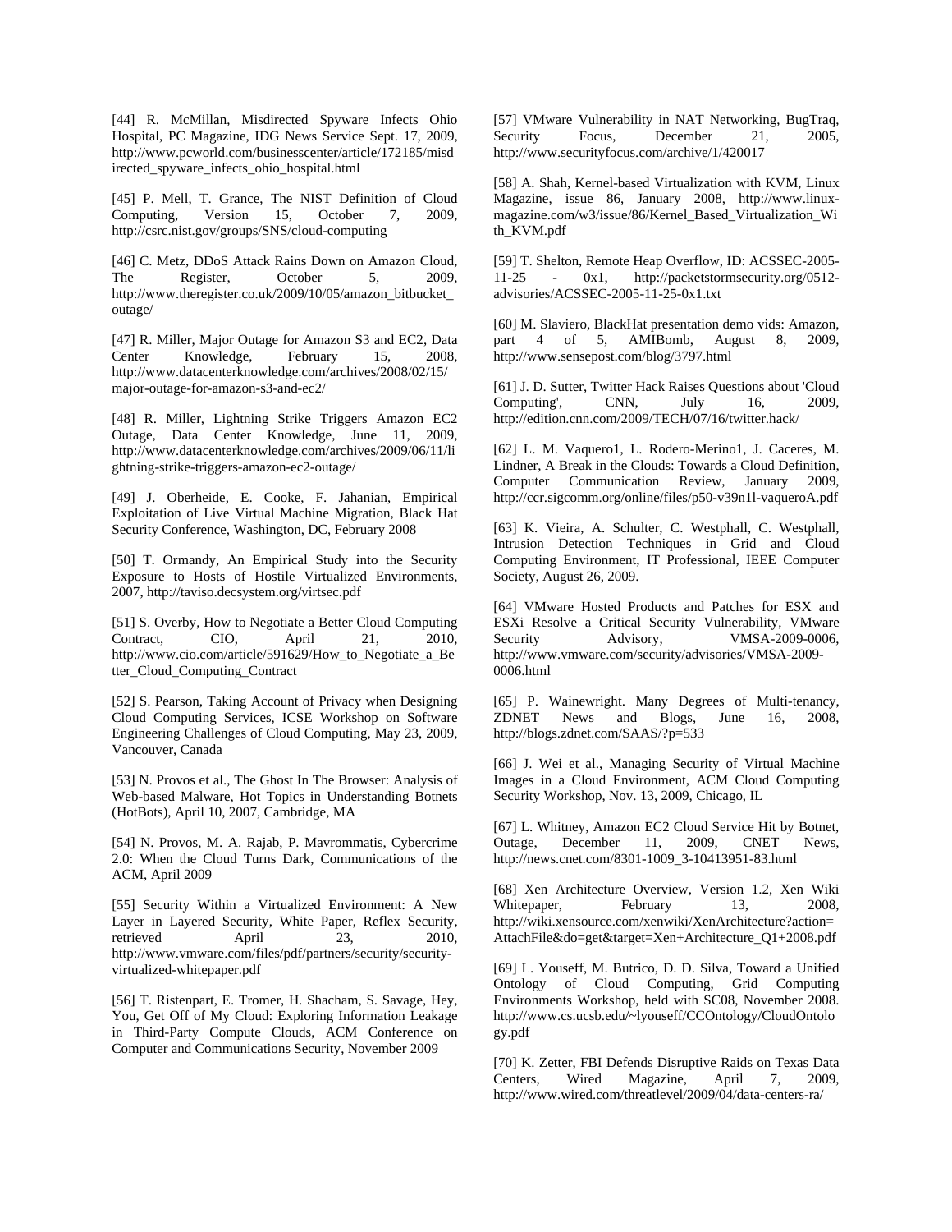[44] R. McMillan, Misdirected Spyware Infects Ohio Hospital, PC Magazine, IDG News Service Sept. 17, 2009, http://www.pcworld.com/businesscenter/article/172185/misdirected_spyware_infects_ohio_hospital.html

[45] P. Mell, T. Grance, The NIST Definition of Cloud Computing, Version 15, October 7, 2009, http://csrc.nist.gov/groups/SNS/cloud-computing

[46] C. Metz, DDoS Attack Rains Down on Amazon Cloud, The Register, October 5, 2009, http://www.theregister.co.uk/2009/10/05/amazon_bitbucket_outage/

[47] R. Miller, Major Outage for Amazon S3 and EC2, Data Center Knowledge, February 15, 2008, http://www.datacenterknowledge.com/archives/2008/02/15/major-outage-for-amazon-s3-and-ec2/

[48] R. Miller, Lightning Strike Triggers Amazon EC2 Outage, Data Center Knowledge, June 11, 2009, http://www.datacenterknowledge.com/archives/2009/06/11/lightning-strike-triggers-amazon-ec2-outage/

[49] J. Oberheide, E. Cooke, F. Jahanian, Empirical Exploitation of Live Virtual Machine Migration, Black Hat Security Conference, Washington, DC, February 2008

[50] T. Ormandy, An Empirical Study into the Security Exposure to Hosts of Hostile Virtualized Environments, 2007, http://taviso.decsystem.org/virtsec.pdf

[51] S. Overby, How to Negotiate a Better Cloud Computing Contract, CIO, April 21, 2010, http://www.cio.com/article/591629/How_to_Negotiate_a_Better_Cloud_Computing_Contract

[52] S. Pearson, Taking Account of Privacy when Designing Cloud Computing Services, ICSE Workshop on Software Engineering Challenges of Cloud Computing, May 23, 2009, Vancouver, Canada

[53] N. Provos et al., The Ghost In The Browser: Analysis of Web-based Malware, Hot Topics in Understanding Botnets (HotBots), April 10, 2007, Cambridge, MA

[54] N. Provos, M. A. Rajab, P. Mavrommatis, Cybercrime 2.0: When the Cloud Turns Dark, Communications of the ACM, April 2009

[55] Security Within a Virtualized Environment: A New Layer in Layered Security, White Paper, Reflex Security, retrieved April 23, 2010, http://www.vmware.com/files/pdf/partners/security/security-virtualized-whitepaper.pdf

[56] T. Ristenpart, E. Tromer, H. Shacham, S. Savage, Hey, You, Get Off of My Cloud: Exploring Information Leakage in Third-Party Compute Clouds, ACM Conference on Computer and Communications Security, November 2009

[57] VMware Vulnerability in NAT Networking, BugTraq, Security Focus, December 21, 2005, http://www.securityfocus.com/archive/1/420017

[58] A. Shah, Kernel-based Virtualization with KVM, Linux Magazine, issue 86, January 2008, http://www.linux-magazine.com/w3/issue/86/Kernel_Based_Virtualization_With_KVM.pdf

[59] T. Shelton, Remote Heap Overflow, ID: ACSSEC-2005-11-25 - 0x1, http://packetstormsecurity.org/0512-advisories/ACSSEC-2005-11-25-0x1.txt

[60] M. Slaviero, BlackHat presentation demo vids: Amazon, part 4 of 5, AMIBomb, August 8, 2009, http://www.sensepost.com/blog/3797.html

[61] J. D. Sutter, Twitter Hack Raises Questions about 'Cloud Computing', CNN, July 16, 2009, http://edition.cnn.com/2009/TECH/07/16/twitter.hack/

[62] L. M. Vaquero1, L. Rodero-Merino1, J. Caceres, M. Lindner, A Break in the Clouds: Towards a Cloud Definition, Computer Communication Review, January 2009, http://ccr.sigcomm.org/online/files/p50-v39n1l-vaqueroA.pdf

[63] K. Vieira, A. Schulter, C. Westphall, C. Westphall, Intrusion Detection Techniques in Grid and Cloud Computing Environment, IT Professional, IEEE Computer Society, August 26, 2009.

[64] VMware Hosted Products and Patches for ESX and ESXi Resolve a Critical Security Vulnerability, VMware Security Advisory, VMSA-2009-0006, http://www.vmware.com/security/advisories/VMSA-2009-0006.html

[65] P. Wainewright. Many Degrees of Multi-tenancy, ZDNET News and Blogs, June 16, 2008, http://blogs.zdnet.com/SAAS/?p=533

[66] J. Wei et al., Managing Security of Virtual Machine Images in a Cloud Environment, ACM Cloud Computing Security Workshop, Nov. 13, 2009, Chicago, IL

[67] L. Whitney, Amazon EC2 Cloud Service Hit by Botnet, Outage, December 11, 2009, CNET News, http://news.cnet.com/8301-1009_3-10413951-83.html

[68] Xen Architecture Overview, Version 1.2, Xen Wiki Whitepaper, February 13, 2008, http://wiki.xensource.com/xenwiki/XenArchitecture?action=AttachFile&do=get&target=Xen+Architecture_Q1+2008.pdf

[69] L. Youseff, M. Butrico, D. D. Silva, Toward a Unified Ontology of Cloud Computing, Grid Computing Environments Workshop, held with SC08, November 2008. http://www.cs.ucsb.edu/~lyouseff/CCOntology/CloudOntology.pdf

[70] K. Zetter, FBI Defends Disruptive Raids on Texas Data Centers, Wired Magazine, April 7, 2009, http://www.wired.com/threatlevel/2009/04/data-centers-ra/